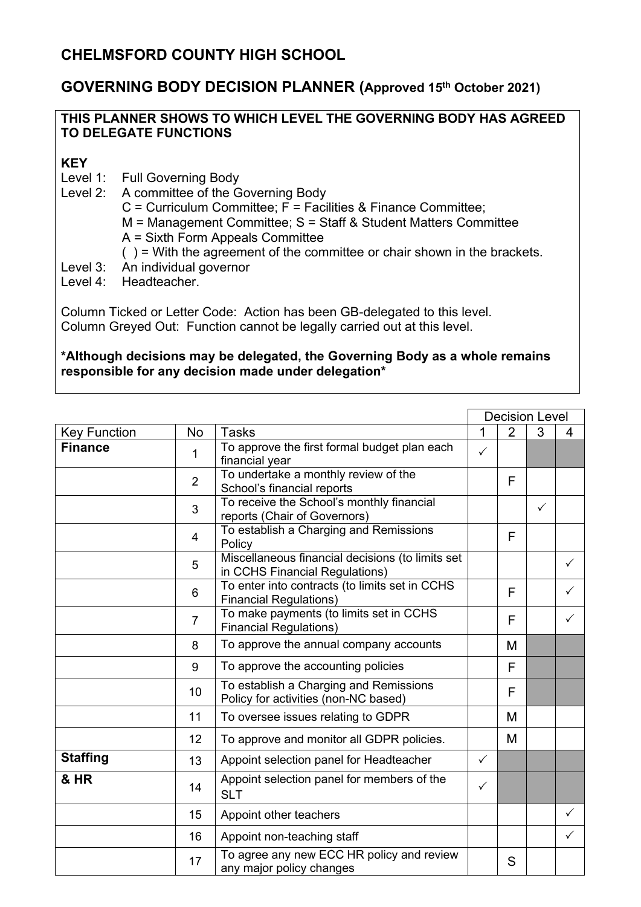# CHELMSFORD COUNTY HIGH SCHOOL

## GOVERNING BODY DECISION PLANNER (Approved 15th October 2021)

**THIS PLANNER SHOWS TO WHICH LEVEL THE GOVERNING BODY HAS AGREED TO DELEGATE FUNCTIONS**

**KEY**

Level 1: Full Governing Body
Level 2: A committee of the Governing Body
C = Curriculum Committee; F = Facilities & Finance Committee;
M = Management Committee; S = Staff & Student Matters Committee
A = Sixth Form Appeals Committee
( ) = With the agreement of the committee or chair shown in the brackets.
Level 3: An individual governor
Level 4: Headteacher.

Column Ticked or Letter Code: Action has been GB-delegated to this level.
Column Greyed Out: Function cannot be legally carried out at this level.

**\*Although decisions may be delegated, the Governing Body as a whole remains responsible for any decision made under delegation\***

| | | | Decision Level | | | |
|---|---|---|---|---|---|---|
| Key Function | No | Tasks | 1 | 2 | 3 | 4 |
| **Finance** | 1 | To approve the first formal budget plan each financial year | ✓ | | | |
| | 2 | To undertake a monthly review of the School's financial reports | | F | | |
| | 3 | To receive the School's monthly financial reports (Chair of Governors) | | | ✓ | |
| | 4 | To establish a Charging and Remissions Policy | | F | | |
| | 5 | Miscellaneous financial decisions (to limits set in CCHS Financial Regulations) | | | | ✓ |
| | 6 | To enter into contracts (to limits set in CCHS Financial Regulations) | | F | | ✓ |
| | 7 | To make payments (to limits set in CCHS Financial Regulations) | | F | | ✓ |
| | 8 | To approve the annual company accounts | | M | | |
| | 9 | To approve the accounting policies | | F | | |
| | 10 | To establish a Charging and Remissions Policy for activities (non-NC based) | | F | | |
| | 11 | To oversee issues relating to GDPR | | M | | |
| | 12 | To approve and monitor all GDPR policies. | | M | | |
| **Staffing** | 13 | Appoint selection panel for Headteacher | ✓ | | | |
| **& HR** | 14 | Appoint selection panel for members of the SLT | ✓ | | | |
| | 15 | Appoint other teachers | | | | ✓ |
| | 16 | Appoint non-teaching staff | | | | ✓ |
| | 17 | To agree any new ECC HR policy and review any major policy changes | | S | | |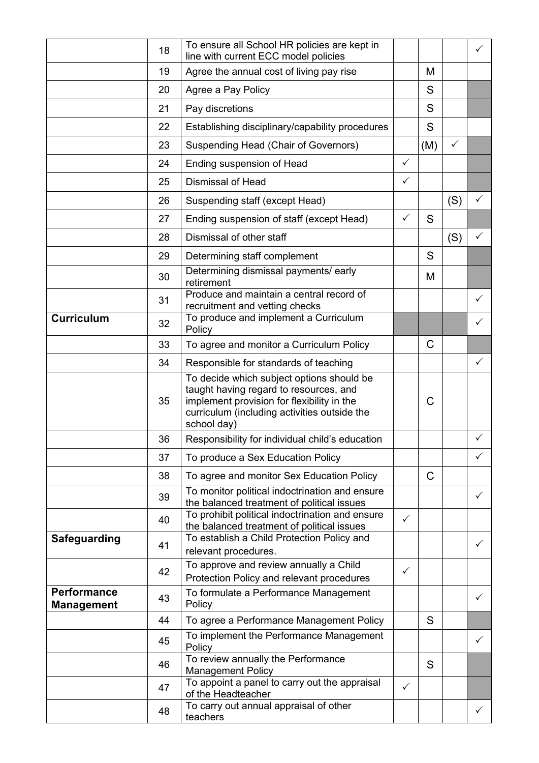| | | | | | | |
|---|---|---|---|---|---|---|
| | 18 | To ensure all School HR policies are kept in line with current ECC model policies | | | | ✓ |
| | 19 | Agree the annual cost of living pay rise | | M | | |
| | 20 | Agree a Pay Policy | | S | | |
| | 21 | Pay discretions | | S | | |
| | 22 | Establishing disciplinary/capability procedures | | S | | |
| | 23 | Suspending Head (Chair of Governors) | | (M) | ✓ | |
| | 24 | Ending suspension of Head | ✓ | | | |
| | 25 | Dismissal of Head | ✓ | | | |
| | 26 | Suspending staff (except Head) | | | (S) | ✓ |
| | 27 | Ending suspension of staff (except Head) | ✓ | S | | |
| | 28 | Dismissal of other staff | | | (S) | ✓ |
| | 29 | Determining staff complement | | S | | |
| | 30 | Determining dismissal payments/ early retirement | | M | | |
| | 31 | Produce and maintain a central record of recruitment and vetting checks | | | | ✓ |
| **Curriculum** | 32 | To produce and implement a Curriculum Policy | | | | ✓ |
| | 33 | To agree and monitor a Curriculum Policy | | C | | |
| | 34 | Responsible for standards of teaching | | | | ✓ |
| | 35 | To decide which subject options should be taught having regard to resources, and implement provision for flexibility in the curriculum (including activities outside the school day) | | C | | |
| | 36 | Responsibility for individual child's education | | | | ✓ |
| | 37 | To produce a Sex Education Policy | | | | ✓ |
| | 38 | To agree and monitor Sex Education Policy | | C | | |
| | 39 | To monitor political indoctrination and ensure the balanced treatment of political issues | | | | ✓ |
| | 40 | To prohibit political indoctrination and ensure the balanced treatment of political issues | ✓ | | | |
| **Safeguarding** | 41 | To establish a Child Protection Policy and relevant procedures. | | | | ✓ |
| | 42 | To approve and review annually a Child Protection Policy and relevant procedures | ✓ | | | |
| **Performance Management** | 43 | To formulate a Performance Management Policy | | | | ✓ |
| | 44 | To agree a Performance Management Policy | | S | | |
| | 45 | To implement the Performance Management Policy | | | | ✓ |
| | 46 | To review annually the Performance Management Policy | | S | | |
| | 47 | To appoint a panel to carry out the appraisal of the Headteacher | ✓ | | | |
| | 48 | To carry out annual appraisal of other teachers | | | | ✓ |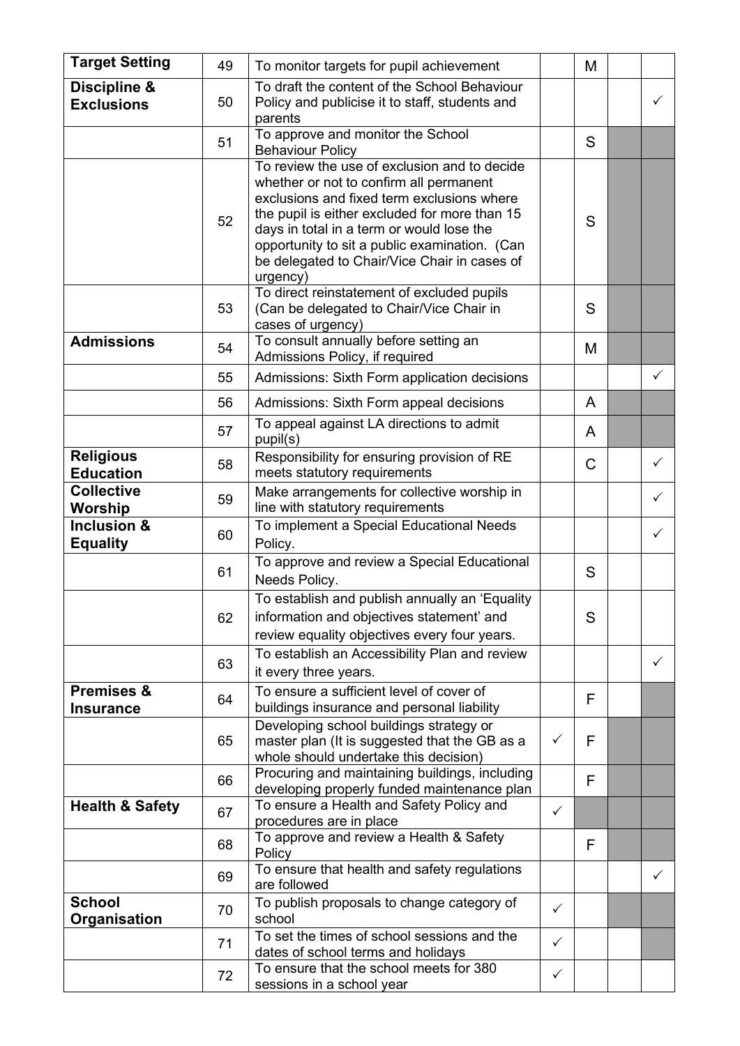| Target Setting | 49 | To monitor targets for pupil achievement | | M | | |
|---|---|---|---|---|---|---|
| **Discipline & Exclusions** | 50 | To draft the content of the School Behaviour Policy and publicise it to staff, students and parents | | | | ✓ |
| | 51 | To approve and monitor the School Behaviour Policy | | S | | |
| | 52 | To review the use of exclusion and to decide whether or not to confirm all permanent exclusions and fixed term exclusions where the pupil is either excluded for more than 15 days in total in a term or would lose the opportunity to sit a public examination. (Can be delegated to Chair/Vice Chair in cases of urgency) | | S | | |
| | 53 | To direct reinstatement of excluded pupils (Can be delegated to Chair/Vice Chair in cases of urgency) | | S | | |
| **Admissions** | 54 | To consult annually before setting an Admissions Policy, if required | | M | | |
| | 55 | Admissions: Sixth Form application decisions | | | | ✓ |
| | 56 | Admissions: Sixth Form appeal decisions | | A | | |
| | 57 | To appeal against LA directions to admit pupil(s) | | A | | |
| **Religious Education** | 58 | Responsibility for ensuring provision of RE meets statutory requirements | | C | | ✓ |
| **Collective Worship** | 59 | Make arrangements for collective worship in line with statutory requirements | | | | ✓ |
| **Inclusion & Equality** | 60 | To implement a Special Educational Needs Policy. | | | | ✓ |
| | 61 | To approve and review a Special Educational Needs Policy. | | S | | |
| | 62 | To establish and publish annually an 'Equality information and objectives statement' and review equality objectives every four years. | | S | | |
| | 63 | To establish an Accessibility Plan and review it every three years. | | | | ✓ |
| **Premises & Insurance** | 64 | To ensure a sufficient level of cover of buildings insurance and personal liability | | F | | |
| | 65 | Developing school buildings strategy or master plan (It is suggested that the GB as a whole should undertake this decision) | ✓ | F | | |
| | 66 | Procuring and maintaining buildings, including developing properly funded maintenance plan | | F | | |
| **Health & Safety** | 67 | To ensure a Health and Safety Policy and procedures are in place | ✓ | | | |
| | 68 | To approve and review a Health & Safety Policy | | F | | |
| | 69 | To ensure that health and safety regulations are followed | | | | ✓ |
| **School Organisation** | 70 | To publish proposals to change category of school | ✓ | | | |
| | 71 | To set the times of school sessions and the dates of school terms and holidays | ✓ | | | |
| | 72 | To ensure that the school meets for 380 sessions in a school year | ✓ | | | |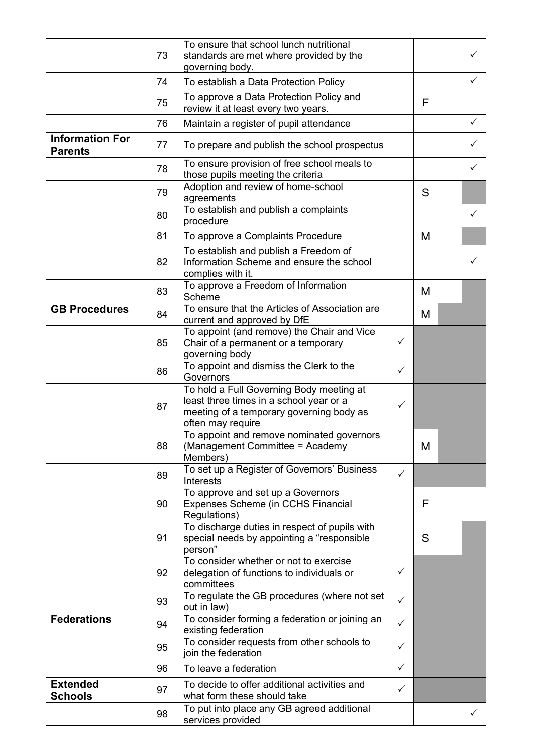| | | | | | | |
|---|---|---|---|---|---|---|
| | 73 | To ensure that school lunch nutritional standards are met where provided by the governing body. | | | | ✓ |
| | 74 | To establish a Data Protection Policy | | | | ✓ |
| | 75 | To approve a Data Protection Policy and review it at least every two years. | | F | | |
| | 76 | Maintain a register of pupil attendance | | | | ✓ |
| **Information For Parents** | 77 | To prepare and publish the school prospectus | | | | ✓ |
| | 78 | To ensure provision of free school meals to those pupils meeting the criteria | | | | ✓ |
| | 79 | Adoption and review of home-school agreements | | S | | |
| | 80 | To establish and publish a complaints procedure | | | | ✓ |
| | 81 | To approve a Complaints Procedure | | M | | |
| | 82 | To establish and publish a Freedom of Information Scheme and ensure the school complies with it. | | | | ✓ |
| | 83 | To approve a Freedom of Information Scheme | | M | | |
| **GB Procedures** | 84 | To ensure that the Articles of Association are current and approved by DfE | | M | | |
| | 85 | To appoint (and remove) the Chair and Vice Chair of a permanent or a temporary governing body | ✓ | | | |
| | 86 | To appoint and dismiss the Clerk to the Governors | ✓ | | | |
| | 87 | To hold a Full Governing Body meeting at least three times in a school year or a meeting of a temporary governing body as often may require | ✓ | | | |
| | 88 | To appoint and remove nominated governors (Management Committee = Academy Members) | | M | | |
| | 89 | To set up a Register of Governors' Business Interests | ✓ | | | |
| | 90 | To approve and set up a Governors Expenses Scheme (in CCHS Financial Regulations) | | F | | |
| | 91 | To discharge duties in respect of pupils with special needs by appointing a "responsible person" | | S | | |
| | 92 | To consider whether or not to exercise delegation of functions to individuals or committees | ✓ | | | |
| | 93 | To regulate the GB procedures (where not set out in law) | ✓ | | | |
| **Federations** | 94 | To consider forming a federation or joining an existing federation | ✓ | | | |
| | 95 | To consider requests from other schools to join the federation | ✓ | | | |
| | 96 | To leave a federation | ✓ | | | |
| **Extended Schools** | 97 | To decide to offer additional activities and what form these should take | ✓ | | | |
| | 98 | To put into place any GB agreed additional services provided | | | | ✓ |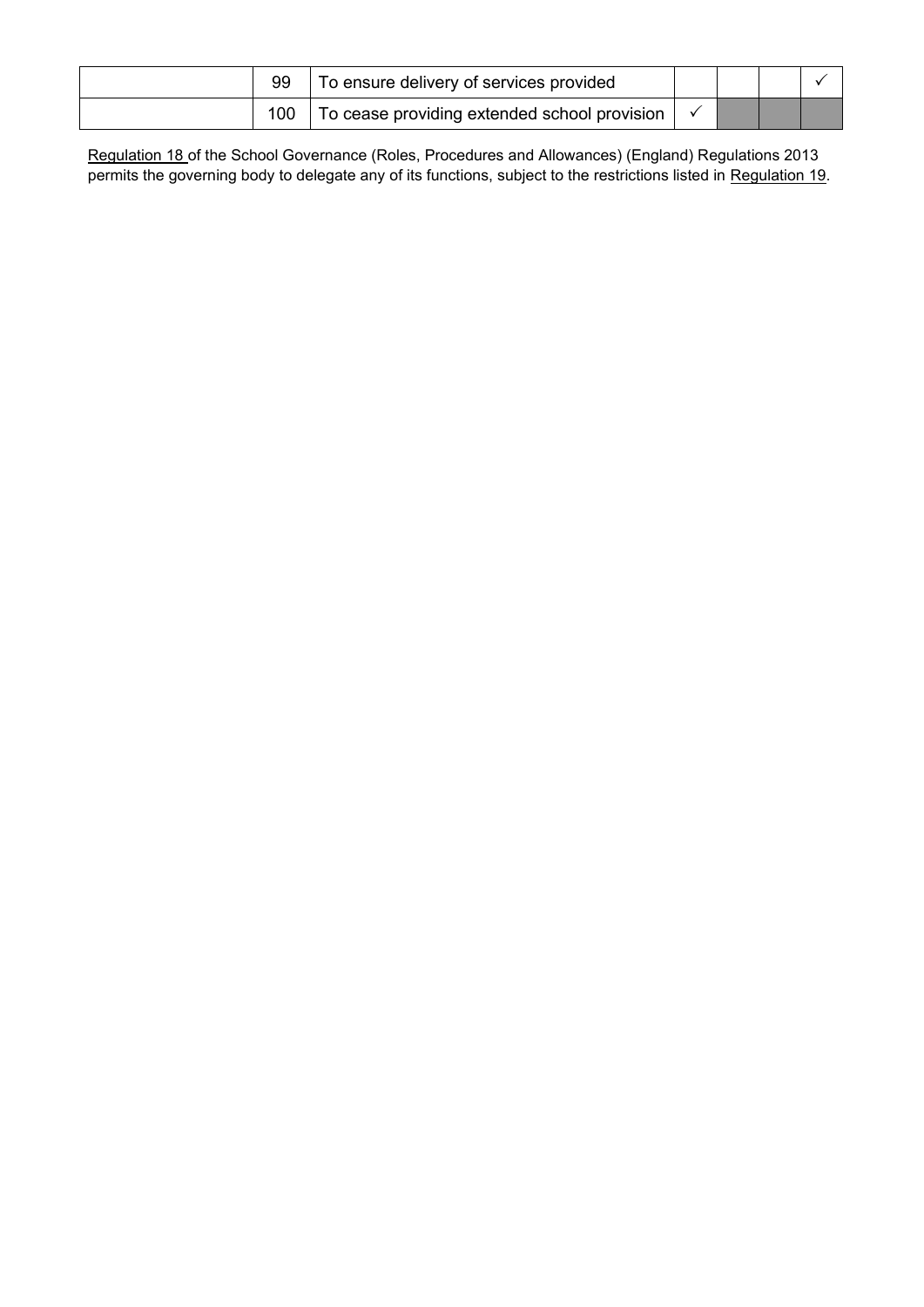| | | | | | | |
|---|---|---|---|---|---|---|
| | 99 | To ensure delivery of services provided | | | | ✓ |
| | 100 | To cease providing extended school provision | ✓ | | | |

Regulation 18 of the School Governance (Roles, Procedures and Allowances) (England) Regulations 2013 permits the governing body to delegate any of its functions, subject to the restrictions listed in Regulation 19.